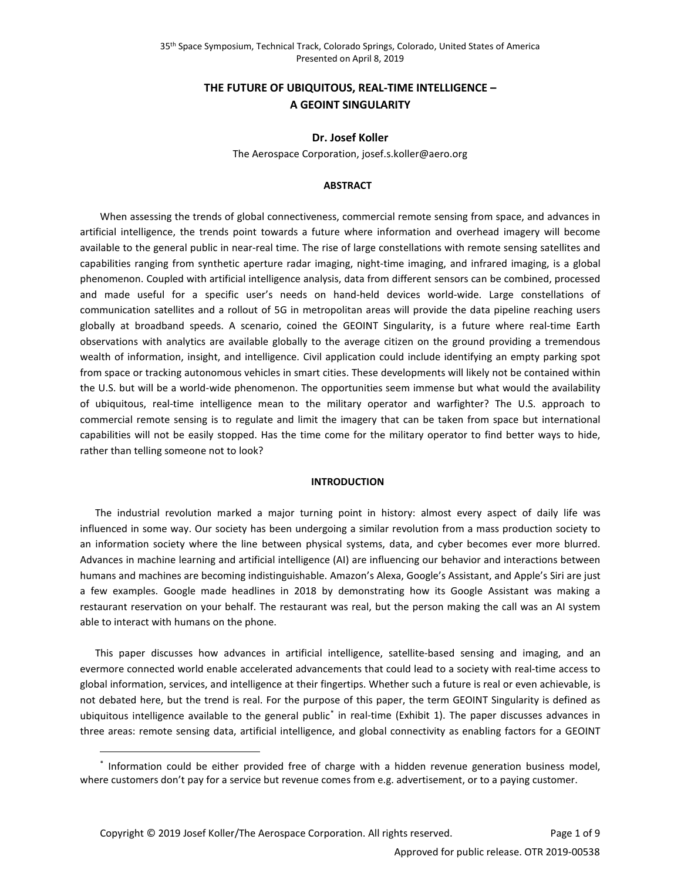35th Space Symposium, Technical Track, Colorado Springs, Colorado, United States of America
Presented on April 8, 2019

# THE FUTURE OF UBIQUITOUS, REAL-TIME INTELLIGENCE – A GEOINT SINGULARITY

**Dr. Josef Koller**

The Aerospace Corporation, josef.s.koller@aero.org

## ABSTRACT

When assessing the trends of global connectiveness, commercial remote sensing from space, and advances in artificial intelligence, the trends point towards a future where information and overhead imagery will become available to the general public in near-real time. The rise of large constellations with remote sensing satellites and capabilities ranging from synthetic aperture radar imaging, night-time imaging, and infrared imaging, is a global phenomenon. Coupled with artificial intelligence analysis, data from different sensors can be combined, processed and made useful for a specific user's needs on hand-held devices world-wide. Large constellations of communication satellites and a rollout of 5G in metropolitan areas will provide the data pipeline reaching users globally at broadband speeds. A scenario, coined the GEOINT Singularity, is a future where real-time Earth observations with analytics are available globally to the average citizen on the ground providing a tremendous wealth of information, insight, and intelligence. Civil application could include identifying an empty parking spot from space or tracking autonomous vehicles in smart cities. These developments will likely not be contained within the U.S. but will be a world-wide phenomenon. The opportunities seem immense but what would the availability of ubiquitous, real-time intelligence mean to the military operator and warfighter? The U.S. approach to commercial remote sensing is to regulate and limit the imagery that can be taken from space but international capabilities will not be easily stopped. Has the time come for the military operator to find better ways to hide, rather than telling someone not to look?

## INTRODUCTION

The industrial revolution marked a major turning point in history: almost every aspect of daily life was influenced in some way. Our society has been undergoing a similar revolution from a mass production society to an information society where the line between physical systems, data, and cyber becomes ever more blurred. Advances in machine learning and artificial intelligence (AI) are influencing our behavior and interactions between humans and machines are becoming indistinguishable. Amazon's Alexa, Google's Assistant, and Apple's Siri are just a few examples. Google made headlines in 2018 by demonstrating how its Google Assistant was making a restaurant reservation on your behalf. The restaurant was real, but the person making the call was an AI system able to interact with humans on the phone.

This paper discusses how advances in artificial intelligence, satellite-based sensing and imaging, and an evermore connected world enable accelerated advancements that could lead to a society with real-time access to global information, services, and intelligence at their fingertips. Whether such a future is real or even achievable, is not debated here, but the trend is real. For the purpose of this paper, the term GEOINT Singularity is defined as ubiquitous intelligence available to the general public[*] in real-time (Exhibit 1). The paper discusses advances in three areas: remote sensing data, artificial intelligence, and global connectivity as enabling factors for a GEOINT

[*] Information could be either provided free of charge with a hidden revenue generation business model, where customers don't pay for a service but revenue comes from e.g. advertisement, or to a paying customer.

Copyright © 2019 Josef Koller/The Aerospace Corporation. All rights reserved.

Approved for public release. OTR 2019-00538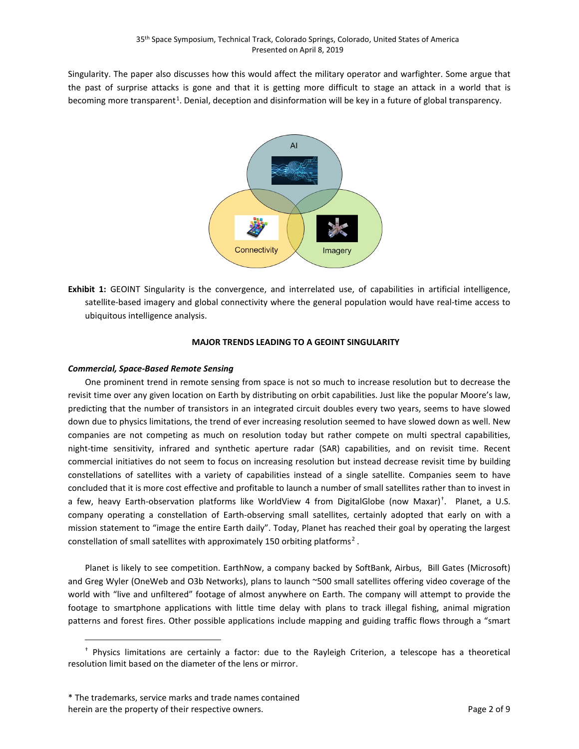Singularity. The paper also discusses how this would affect the military operator and warfighter. Some argue that the past of surprise attacks is gone and that it is getting more difficult to stage an attack in a world that is becoming more transparent[1]. Denial, deception and disinformation will be key in a future of global transparency.

**Exhibit 1:** GEOINT Singularity is the convergence, and interrelated use, of capabilities in artificial intelligence, satellite-based imagery and global connectivity where the general population would have real-time access to ubiquitous intelligence analysis.

## MAJOR TRENDS LEADING TO A GEOINT SINGULARITY

### *Commercial, Space-Based Remote Sensing*

One prominent trend in remote sensing from space is not so much to increase resolution but to decrease the revisit time over any given location on Earth by distributing on orbit capabilities. Just like the popular Moore's law, predicting that the number of transistors in an integrated circuit doubles every two years, seems to have slowed down due to physics limitations, the trend of ever increasing resolution seemed to have slowed down as well. New companies are not competing as much on resolution today but rather compete on multi spectral capabilities, night-time sensitivity, infrared and synthetic aperture radar (SAR) capabilities, and on revisit time. Recent commercial initiatives do not seem to focus on increasing resolution but instead decrease revisit time by building constellations of satellites with a variety of capabilities instead of a single satellite. Companies seem to have concluded that it is more cost effective and profitable to launch a number of small satellites rather than to invest in a few, heavy Earth-observation platforms like WorldView 4 from DigitalGlobe (now Maxar)[†]. Planet, a U.S. company operating a constellation of Earth-observing small satellites, certainly adopted that early on with a mission statement to "image the entire Earth daily". Today, Planet has reached their goal by operating the largest constellation of small satellites with approximately 150 orbiting platforms[2].

Planet is likely to see competition. EarthNow, a company backed by SoftBank, Airbus, Bill Gates (Microsoft) and Greg Wyler (OneWeb and O3b Networks), plans to launch ~500 small satellites offering video coverage of the world with "live and unfiltered" footage of almost anywhere on Earth. The company will attempt to provide the footage to smartphone applications with little time delay with plans to track illegal fishing, animal migration patterns and forest fires. Other possible applications include mapping and guiding traffic flows through a "smart

[†] Physics limitations are certainly a factor: due to the Rayleigh Criterion, a telescope has a theoretical resolution limit based on the diameter of the lens or mirror.

* The trademarks, service marks and trade names contained herein are the property of their respective owners.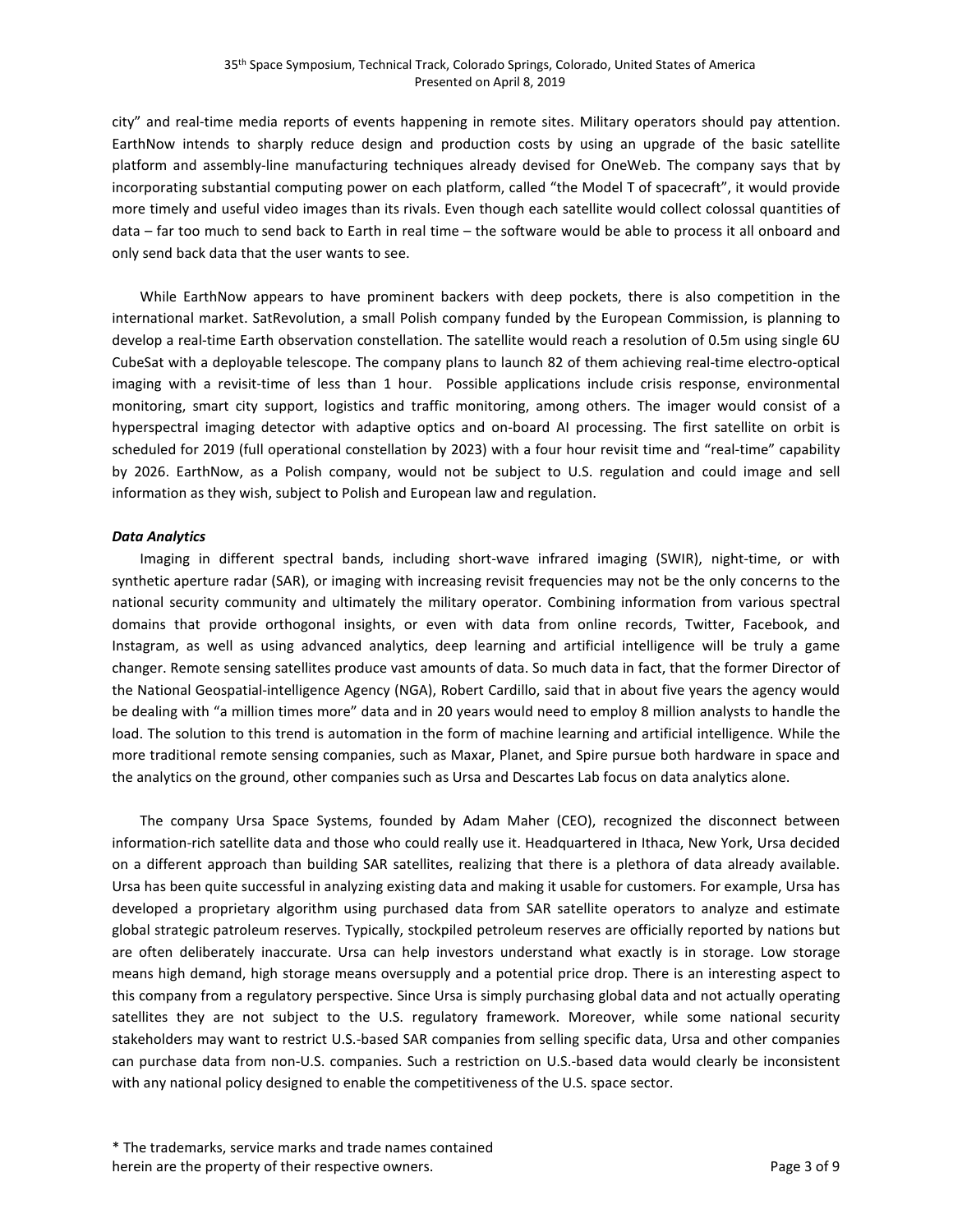city" and real-time media reports of events happening in remote sites. Military operators should pay attention. EarthNow intends to sharply reduce design and production costs by using an upgrade of the basic satellite platform and assembly-line manufacturing techniques already devised for OneWeb. The company says that by incorporating substantial computing power on each platform, called "the Model T of spacecraft", it would provide more timely and useful video images than its rivals. Even though each satellite would collect colossal quantities of data – far too much to send back to Earth in real time – the software would be able to process it all onboard and only send back data that the user wants to see.

While EarthNow appears to have prominent backers with deep pockets, there is also competition in the international market. SatRevolution, a small Polish company funded by the European Commission, is planning to develop a real-time Earth observation constellation. The satellite would reach a resolution of 0.5m using single 6U CubeSat with a deployable telescope. The company plans to launch 82 of them achieving real-time electro-optical imaging with a revisit-time of less than 1 hour. Possible applications include crisis response, environmental monitoring, smart city support, logistics and traffic monitoring, among others. The imager would consist of a hyperspectral imaging detector with adaptive optics and on-board AI processing. The first satellite on orbit is scheduled for 2019 (full operational constellation by 2023) with a four hour revisit time and "real-time" capability by 2026. EarthNow, as a Polish company, would not be subject to U.S. regulation and could image and sell information as they wish, subject to Polish and European law and regulation.

***Data Analytics***

Imaging in different spectral bands, including short-wave infrared imaging (SWIR), night-time, or with synthetic aperture radar (SAR), or imaging with increasing revisit frequencies may not be the only concerns to the national security community and ultimately the military operator. Combining information from various spectral domains that provide orthogonal insights, or even with data from online records, Twitter, Facebook, and Instagram, as well as using advanced analytics, deep learning and artificial intelligence will be truly a game changer. Remote sensing satellites produce vast amounts of data. So much data in fact, that the former Director of the National Geospatial-intelligence Agency (NGA), Robert Cardillo, said that in about five years the agency would be dealing with "a million times more" data and in 20 years would need to employ 8 million analysts to handle the load. The solution to this trend is automation in the form of machine learning and artificial intelligence. While the more traditional remote sensing companies, such as Maxar, Planet, and Spire pursue both hardware in space and the analytics on the ground, other companies such as Ursa and Descartes Lab focus on data analytics alone.

The company Ursa Space Systems, founded by Adam Maher (CEO), recognized the disconnect between information-rich satellite data and those who could really use it. Headquartered in Ithaca, New York, Ursa decided on a different approach than building SAR satellites, realizing that there is a plethora of data already available. Ursa has been quite successful in analyzing existing data and making it usable for customers. For example, Ursa has developed a proprietary algorithm using purchased data from SAR satellite operators to analyze and estimate global strategic patroleum reserves. Typically, stockpiled petroleum reserves are officially reported by nations but are often deliberately inaccurate. Ursa can help investors understand what exactly is in storage. Low storage means high demand, high storage means oversupply and a potential price drop. There is an interesting aspect to this company from a regulatory perspective. Since Ursa is simply purchasing global data and not actually operating satellites they are not subject to the U.S. regulatory framework. Moreover, while some national security stakeholders may want to restrict U.S.-based SAR companies from selling specific data, Ursa and other companies can purchase data from non-U.S. companies. Such a restriction on U.S.-based data would clearly be inconsistent with any national policy designed to enable the competitiveness of the U.S. space sector.

* The trademarks, service marks and trade names contained herein are the property of their respective owners.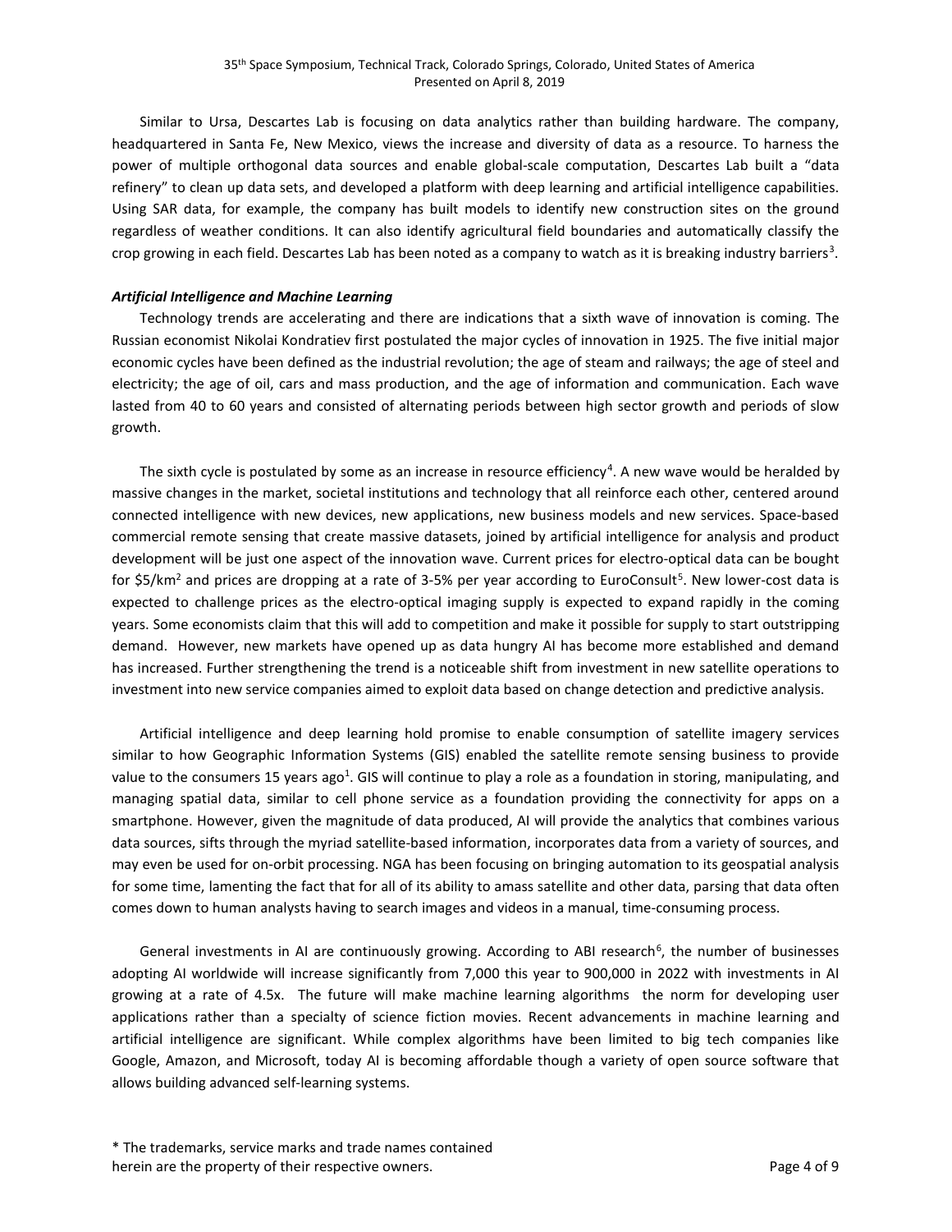Similar to Ursa, Descartes Lab is focusing on data analytics rather than building hardware. The company, headquartered in Santa Fe, New Mexico, views the increase and diversity of data as a resource. To harness the power of multiple orthogonal data sources and enable global-scale computation, Descartes Lab built a "data refinery" to clean up data sets, and developed a platform with deep learning and artificial intelligence capabilities. Using SAR data, for example, the company has built models to identify new construction sites on the ground regardless of weather conditions. It can also identify agricultural field boundaries and automatically classify the crop growing in each field. Descartes Lab has been noted as a company to watch as it is breaking industry barriers[3].

***Artificial Intelligence and Machine Learning***

Technology trends are accelerating and there are indications that a sixth wave of innovation is coming. The Russian economist Nikolai Kondratiev first postulated the major cycles of innovation in 1925. The five initial major economic cycles have been defined as the industrial revolution; the age of steam and railways; the age of steel and electricity; the age of oil, cars and mass production, and the age of information and communication. Each wave lasted from 40 to 60 years and consisted of alternating periods between high sector growth and periods of slow growth.

The sixth cycle is postulated by some as an increase in resource efficiency[4]. A new wave would be heralded by massive changes in the market, societal institutions and technology that all reinforce each other, centered around connected intelligence with new devices, new applications, new business models and new services. Space-based commercial remote sensing that create massive datasets, joined by artificial intelligence for analysis and product development will be just one aspect of the innovation wave. Current prices for electro-optical data can be bought for $\$5/km^2$ and prices are dropping at a rate of 3-5% per year according to EuroConsult[5]. New lower-cost data is expected to challenge prices as the electro-optical imaging supply is expected to expand rapidly in the coming years. Some economists claim that this will add to competition and make it possible for supply to start outstripping demand. However, new markets have opened up as data hungry AI has become more established and demand has increased. Further strengthening the trend is a noticeable shift from investment in new satellite operations to investment into new service companies aimed to exploit data based on change detection and predictive analysis.

Artificial intelligence and deep learning hold promise to enable consumption of satellite imagery services similar to how Geographic Information Systems (GIS) enabled the satellite remote sensing business to provide value to the consumers 15 years ago[1]. GIS will continue to play a role as a foundation in storing, manipulating, and managing spatial data, similar to cell phone service as a foundation providing the connectivity for apps on a smartphone. However, given the magnitude of data produced, AI will provide the analytics that combines various data sources, sifts through the myriad satellite-based information, incorporates data from a variety of sources, and may even be used for on-orbit processing. NGA has been focusing on bringing automation to its geospatial analysis for some time, lamenting the fact that for all of its ability to amass satellite and other data, parsing that data often comes down to human analysts having to search images and videos in a manual, time-consuming process.

General investments in AI are continuously growing. According to ABI research[6], the number of businesses adopting AI worldwide will increase significantly from 7,000 this year to 900,000 in 2022 with investments in AI growing at a rate of 4.5x. The future will make machine learning algorithms the norm for developing user applications rather than a specialty of science fiction movies. Recent advancements in machine learning and artificial intelligence are significant. While complex algorithms have been limited to big tech companies like Google, Amazon, and Microsoft, today AI is becoming affordable though a variety of open source software that allows building advanced self-learning systems.

* The trademarks, service marks and trade names contained herein are the property of their respective owners.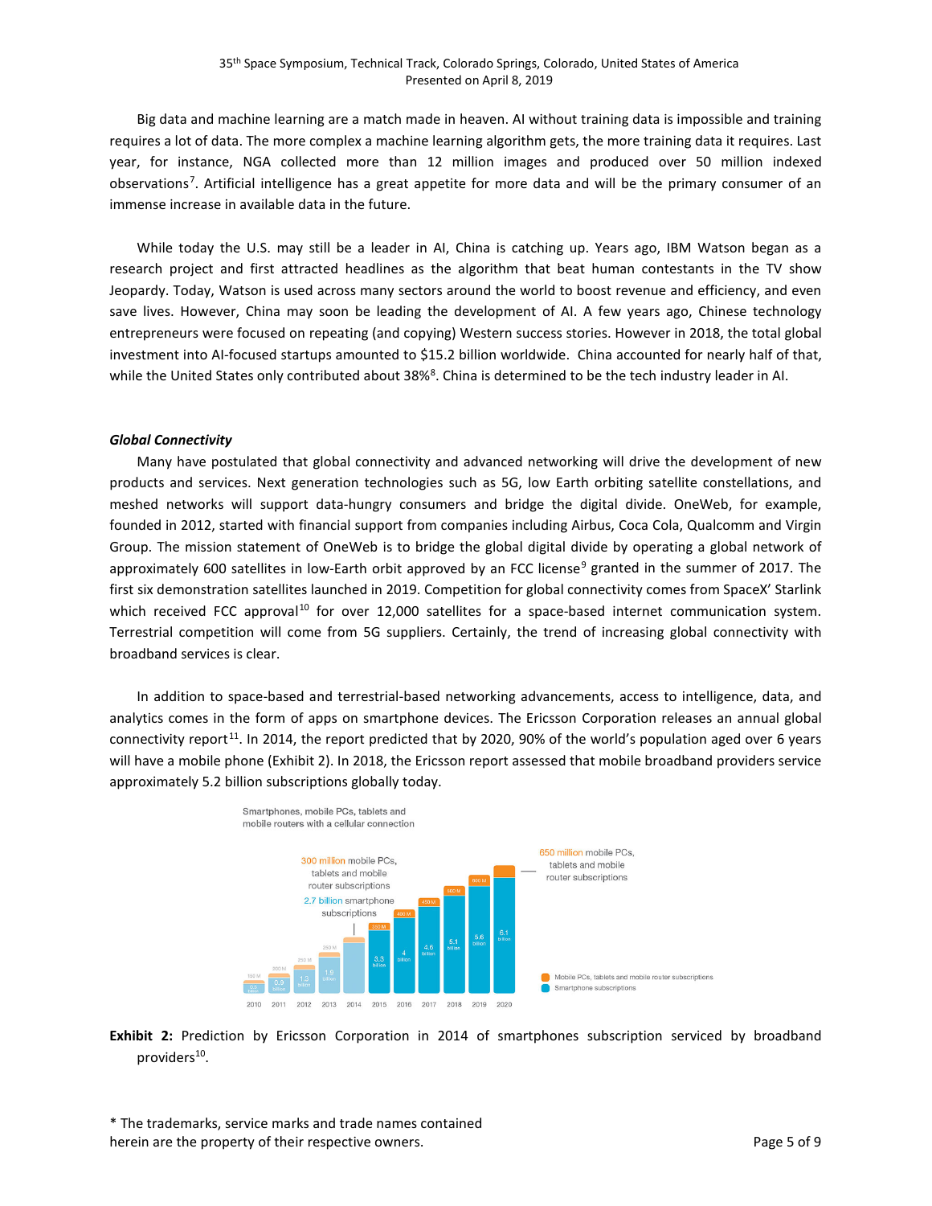Big data and machine learning are a match made in heaven. AI without training data is impossible and training requires a lot of data. The more complex a machine learning algorithm gets, the more training data it requires. Last year, for instance, NGA collected more than 12 million images and produced over 50 million indexed observations[7]. Artificial intelligence has a great appetite for more data and will be the primary consumer of an immense increase in available data in the future.

While today the U.S. may still be a leader in AI, China is catching up. Years ago, IBM Watson began as a research project and first attracted headlines as the algorithm that beat human contestants in the TV show Jeopardy. Today, Watson is used across many sectors around the world to boost revenue and efficiency, and even save lives. However, China may soon be leading the development of AI. A few years ago, Chinese technology entrepreneurs were focused on repeating (and copying) Western success stories. However in 2018, the total global investment into AI-focused startups amounted to $15.2 billion worldwide. China accounted for nearly half of that, while the United States only contributed about 38%[8]. China is determined to be the tech industry leader in AI.

### *Global Connectivity*

Many have postulated that global connectivity and advanced networking will drive the development of new products and services. Next generation technologies such as 5G, low Earth orbiting satellite constellations, and meshed networks will support data-hungry consumers and bridge the digital divide. OneWeb, for example, founded in 2012, started with financial support from companies including Airbus, Coca Cola, Qualcomm and Virgin Group. The mission statement of OneWeb is to bridge the global digital divide by operating a global network of approximately 600 satellites in low-Earth orbit approved by an FCC license[9] granted in the summer of 2017. The first six demonstration satellites launched in 2019. Competition for global connectivity comes from SpaceX' Starlink which received FCC approval[10] for over 12,000 satellites for a space-based internet communication system. Terrestrial competition will come from 5G suppliers. Certainly, the trend of increasing global connectivity with broadband services is clear.

In addition to space-based and terrestrial-based networking advancements, access to intelligence, data, and analytics comes in the form of apps on smartphone devices. The Ericsson Corporation releases an annual global connectivity report[11]. In 2014, the report predicted that by 2020, 90% of the world's population aged over 6 years will have a mobile phone (Exhibit 2). In 2018, the Ericsson report assessed that mobile broadband providers service approximately 5.2 billion subscriptions globally today.

**Exhibit 2:** Prediction by Ericsson Corporation in 2014 of smartphones subscription serviced by broadband providers[10].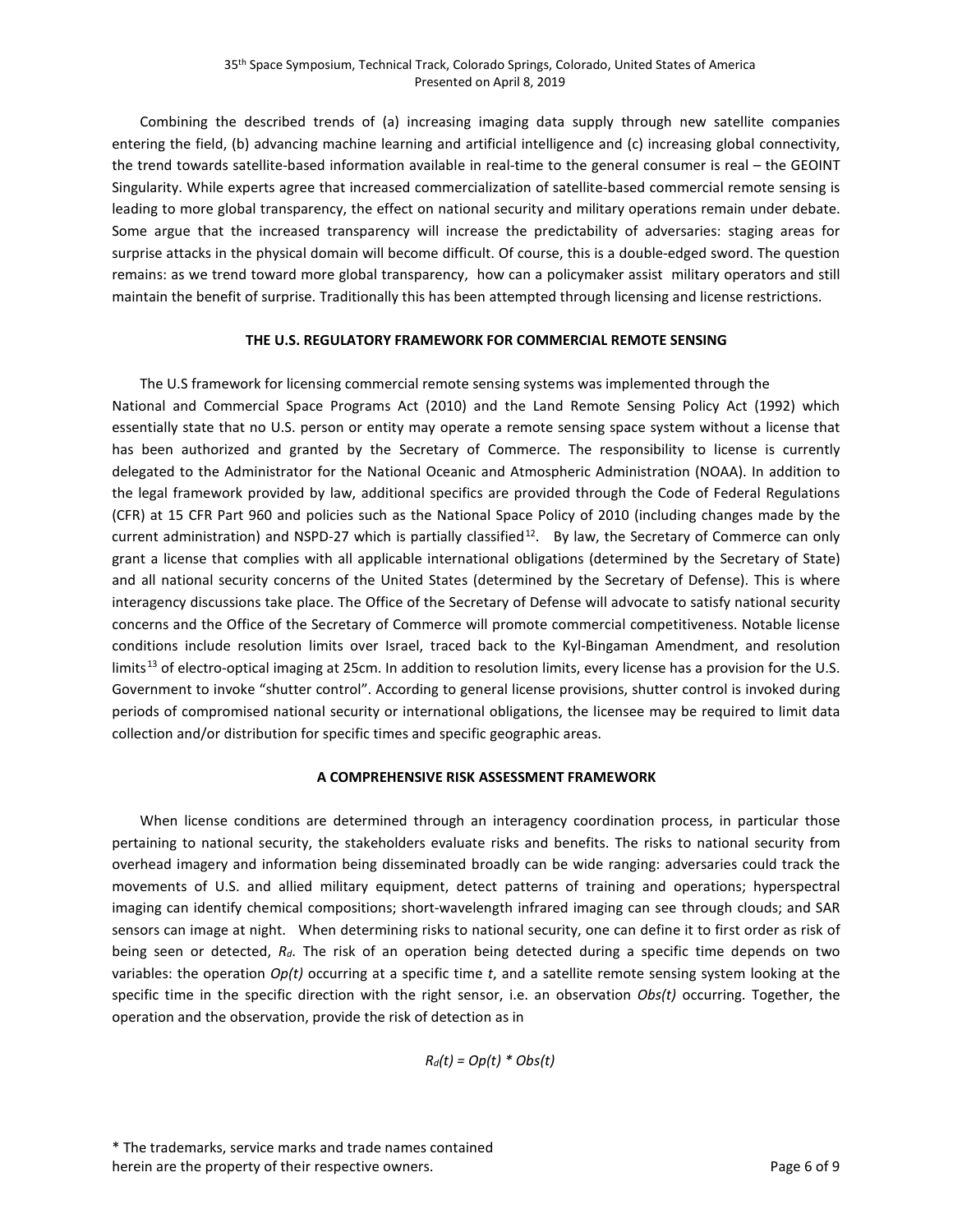Combining the described trends of (a) increasing imaging data supply through new satellite companies entering the field, (b) advancing machine learning and artificial intelligence and (c) increasing global connectivity, the trend towards satellite-based information available in real-time to the general consumer is real – the GEOINT Singularity. While experts agree that increased commercialization of satellite-based commercial remote sensing is leading to more global transparency, the effect on national security and military operations remain under debate. Some argue that the increased transparency will increase the predictability of adversaries: staging areas for surprise attacks in the physical domain will become difficult. Of course, this is a double-edged sword. The question remains: as we trend toward more global transparency, how can a policymaker assist military operators and still maintain the benefit of surprise. Traditionally this has been attempted through licensing and license restrictions.

## THE U.S. REGULATORY FRAMEWORK FOR COMMERCIAL REMOTE SENSING

The U.S framework for licensing commercial remote sensing systems was implemented through the National and Commercial Space Programs Act (2010) and the Land Remote Sensing Policy Act (1992) which essentially state that no U.S. person or entity may operate a remote sensing space system without a license that has been authorized and granted by the Secretary of Commerce. The responsibility to license is currently delegated to the Administrator for the National Oceanic and Atmospheric Administration (NOAA). In addition to the legal framework provided by law, additional specifics are provided through the Code of Federal Regulations (CFR) at 15 CFR Part 960 and policies such as the National Space Policy of 2010 (including changes made by the current administration) and NSPD-27 which is partially classified[12]. By law, the Secretary of Commerce can only grant a license that complies with all applicable international obligations (determined by the Secretary of State) and all national security concerns of the United States (determined by the Secretary of Defense). This is where interagency discussions take place. The Office of the Secretary of Defense will advocate to satisfy national security concerns and the Office of the Secretary of Commerce will promote commercial competitiveness. Notable license conditions include resolution limits over Israel, traced back to the Kyl-Bingaman Amendment, and resolution limits[13] of electro-optical imaging at 25cm. In addition to resolution limits, every license has a provision for the U.S. Government to invoke "shutter control". According to general license provisions, shutter control is invoked during periods of compromised national security or international obligations, the licensee may be required to limit data collection and/or distribution for specific times and specific geographic areas.

## A COMPREHENSIVE RISK ASSESSMENT FRAMEWORK

When license conditions are determined through an interagency coordination process, in particular those pertaining to national security, the stakeholders evaluate risks and benefits. The risks to national security from overhead imagery and information being disseminated broadly can be wide ranging: adversaries could track the movements of U.S. and allied military equipment, detect patterns of training and operations; hyperspectral imaging can identify chemical compositions; short-wavelength infrared imaging can see through clouds; and SAR sensors can image at night. When determining risks to national security, one can define it to first order as risk of being seen or detected, $R_d$. The risk of an operation being detected during a specific time depends on two variables: the operation $Op(t)$ occurring at a specific time $t$, and a satellite remote sensing system looking at the specific time in the specific direction with the right sensor, i.e. an observation $Obs(t)$ occurring. Together, the operation and the observation, provide the risk of detection as in

$$R_d(t) = Op(t) * Obs(t)$$

\* The trademarks, service marks and trade names contained herein are the property of their respective owners.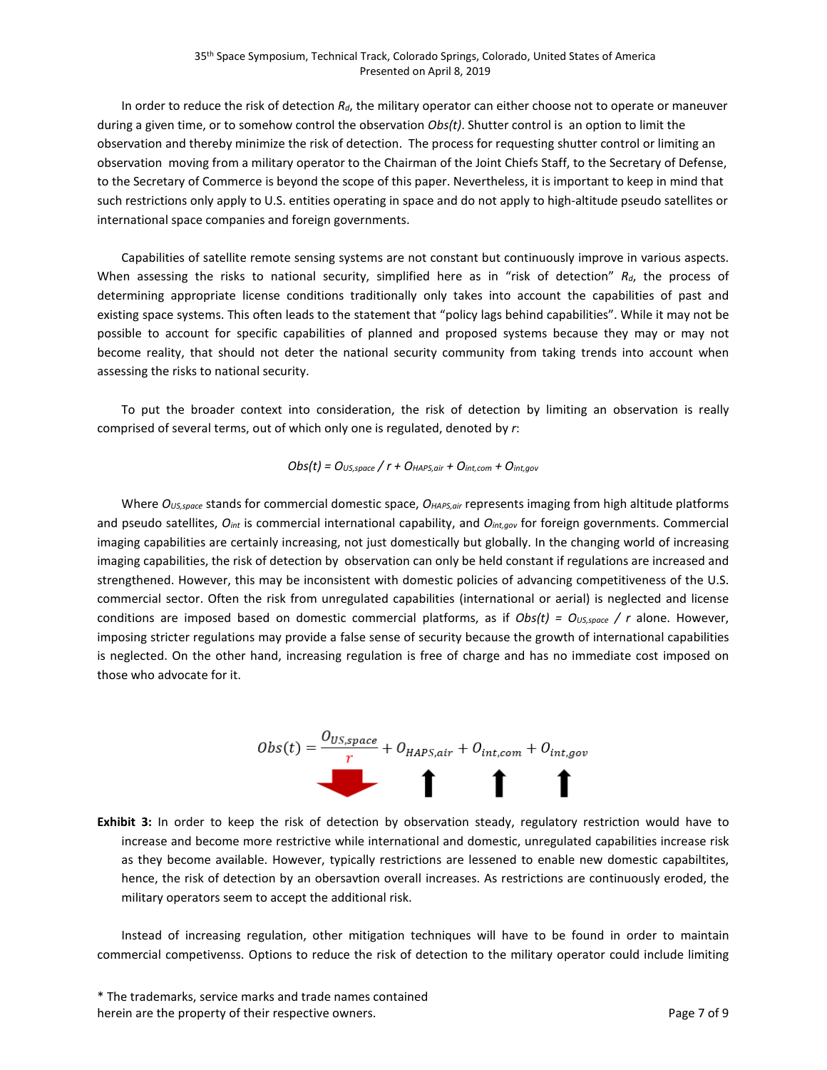In order to reduce the risk of detection $R_d$, the military operator can either choose not to operate or maneuver during a given time, or to somehow control the observation *Obs(t)*. Shutter control is an option to limit the observation and thereby minimize the risk of detection. The process for requesting shutter control or limiting an observation moving from a military operator to the Chairman of the Joint Chiefs Staff, to the Secretary of Defense, to the Secretary of Commerce is beyond the scope of this paper. Nevertheless, it is important to keep in mind that such restrictions only apply to U.S. entities operating in space and do not apply to high-altitude pseudo satellites or international space companies and foreign governments.

Capabilities of satellite remote sensing systems are not constant but continuously improve in various aspects. When assessing the risks to national security, simplified here as in "risk of detection" $R_d$, the process of determining appropriate license conditions traditionally only takes into account the capabilities of past and existing space systems. This often leads to the statement that "policy lags behind capabilities". While it may not be possible to account for specific capabilities of planned and proposed systems because they may or may not become reality, that should not deter the national security community from taking trends into account when assessing the risks to national security.

To put the broader context into consideration, the risk of detection by limiting an observation is really comprised of several terms, out of which only one is regulated, denoted by *r*:

$$Obs(t) = O_{US,space} / r + O_{HAPS,air} + O_{int,com} + O_{int,gov}$$

Where $O_{US,space}$ stands for commercial domestic space, $O_{HAPS,air}$ represents imaging from high altitude platforms and pseudo satellites, $O_{int}$ is commercial international capability, and $O_{int,gov}$ for foreign governments. Commercial imaging capabilities are certainly increasing, not just domestically but globally. In the changing world of increasing imaging capabilities, the risk of detection by observation can only be held constant if regulations are increased and strengthened. However, this may be inconsistent with domestic policies of advancing competitiveness of the U.S. commercial sector. Often the risk from unregulated capabilities (international or aerial) is neglected and license conditions are imposed based on domestic commercial platforms, as if $Obs(t) = O_{US,space} / r$ alone. However, imposing stricter regulations may provide a false sense of security because the growth of international capabilities is neglected. On the other hand, increasing regulation is free of charge and has no immediate cost imposed on those who advocate for it.

$$Obs(t) = \frac{O_{US,space}}{r} + O_{HAPS,air} + O_{int,com} + O_{int,gov}$$

**Exhibit 3:** In order to keep the risk of detection by observation steady, regulatory restriction would have to increase and become more restrictive while international and domestic, unregulated capabilities increase risk as they become available. However, typically restrictions are lessened to enable new domestic capabiltites, hence, the risk of detection by an obersavtion overall increases. As restrictions are continuously eroded, the military operators seem to accept the additional risk.

Instead of increasing regulation, other mitigation techniques will have to be found in order to maintain commercial competivenss. Options to reduce the risk of detection to the military operator could include limiting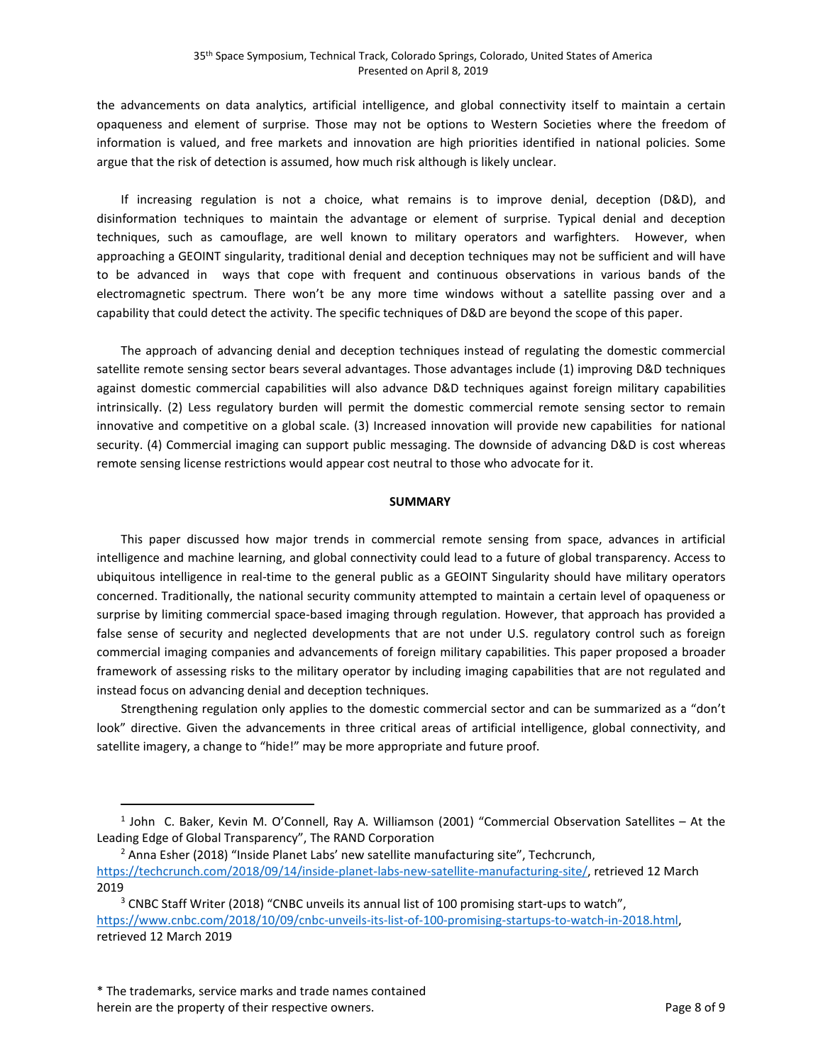the advancements on data analytics, artificial intelligence, and global connectivity itself to maintain a certain opaqueness and element of surprise. Those may not be options to Western Societies where the freedom of information is valued, and free markets and innovation are high priorities identified in national policies. Some argue that the risk of detection is assumed, how much risk although is likely unclear.

If increasing regulation is not a choice, what remains is to improve denial, deception (D&D), and disinformation techniques to maintain the advantage or element of surprise. Typical denial and deception techniques, such as camouflage, are well known to military operators and warfighters. However, when approaching a GEOINT singularity, traditional denial and deception techniques may not be sufficient and will have to be advanced in ways that cope with frequent and continuous observations in various bands of the electromagnetic spectrum. There won't be any more time windows without a satellite passing over and a capability that could detect the activity. The specific techniques of D&D are beyond the scope of this paper.

The approach of advancing denial and deception techniques instead of regulating the domestic commercial satellite remote sensing sector bears several advantages. Those advantages include (1) improving D&D techniques against domestic commercial capabilities will also advance D&D techniques against foreign military capabilities intrinsically. (2) Less regulatory burden will permit the domestic commercial remote sensing sector to remain innovative and competitive on a global scale. (3) Increased innovation will provide new capabilities for national security. (4) Commercial imaging can support public messaging. The downside of advancing D&D is cost whereas remote sensing license restrictions would appear cost neutral to those who advocate for it.

## SUMMARY

This paper discussed how major trends in commercial remote sensing from space, advances in artificial intelligence and machine learning, and global connectivity could lead to a future of global transparency. Access to ubiquitous intelligence in real-time to the general public as a GEOINT Singularity should have military operators concerned. Traditionally, the national security community attempted to maintain a certain level of opaqueness or surprise by limiting commercial space-based imaging through regulation. However, that approach has provided a false sense of security and neglected developments that are not under U.S. regulatory control such as foreign commercial imaging companies and advancements of foreign military capabilities. This paper proposed a broader framework of assessing risks to the military operator by including imaging capabilities that are not regulated and instead focus on advancing denial and deception techniques.

Strengthening regulation only applies to the domestic commercial sector and can be summarized as a "don't look" directive. Given the advancements in three critical areas of artificial intelligence, global connectivity, and satellite imagery, a change to "hide!" may be more appropriate and future proof.

---

[1] John C. Baker, Kevin M. O'Connell, Ray A. Williamson (2001) "Commercial Observation Satellites – At the Leading Edge of Global Transparency", The RAND Corporation

[2] Anna Esher (2018) "Inside Planet Labs' new satellite manufacturing site", Techcrunch, https://techcrunch.com/2018/09/14/inside-planet-labs-new-satellite-manufacturing-site/, retrieved 12 March 2019

[3] CNBC Staff Writer (2018) "CNBC unveils its annual list of 100 promising start-ups to watch", https://www.cnbc.com/2018/10/09/cnbc-unveils-its-list-of-100-promising-startups-to-watch-in-2018.html, retrieved 12 March 2019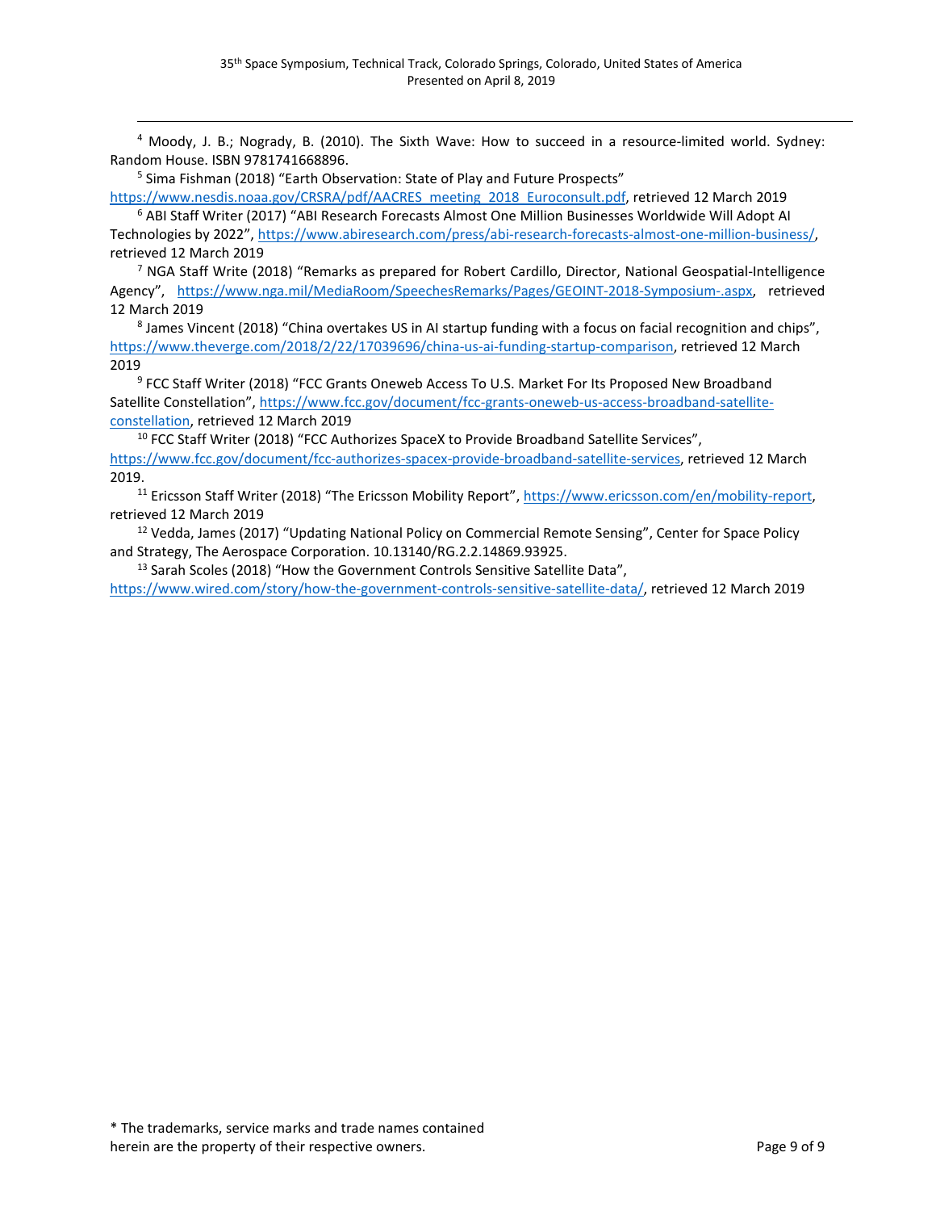[4] Moody, J. B.; Nogrady, B. (2010). The Sixth Wave: How to succeed in a resource-limited world. Sydney: Random House. ISBN 9781741668896.

[5] Sima Fishman (2018) "Earth Observation: State of Play and Future Prospects" https://www.nesdis.noaa.gov/CRSRA/pdf/AACRES_meeting_2018_Euroconsult.pdf, retrieved 12 March 2019

[6] ABI Staff Writer (2017) "ABI Research Forecasts Almost One Million Businesses Worldwide Will Adopt AI Technologies by 2022", https://www.abiresearch.com/press/abi-research-forecasts-almost-one-million-business/, retrieved 12 March 2019

[7] NGA Staff Write (2018) "Remarks as prepared for Robert Cardillo, Director, National Geospatial-Intelligence Agency", https://www.nga.mil/MediaRoom/SpeechesRemarks/Pages/GEOINT-2018-Symposium-.aspx, retrieved 12 March 2019

[8] James Vincent (2018) "China overtakes US in AI startup funding with a focus on facial recognition and chips", https://www.theverge.com/2018/2/22/17039696/china-us-ai-funding-startup-comparison, retrieved 12 March 2019

[9] FCC Staff Writer (2018) "FCC Grants Oneweb Access To U.S. Market For Its Proposed New Broadband Satellite Constellation", https://www.fcc.gov/document/fcc-grants-oneweb-us-access-broadband-satellite-constellation, retrieved 12 March 2019

[10] FCC Staff Writer (2018) "FCC Authorizes SpaceX to Provide Broadband Satellite Services", https://www.fcc.gov/document/fcc-authorizes-spacex-provide-broadband-satellite-services, retrieved 12 March 2019.

[11] Ericsson Staff Writer (2018) "The Ericsson Mobility Report", https://www.ericsson.com/en/mobility-report, retrieved 12 March 2019

[12] Vedda, James (2017) "Updating National Policy on Commercial Remote Sensing", Center for Space Policy and Strategy, The Aerospace Corporation. 10.13140/RG.2.2.14869.93925.

[13] Sarah Scoles (2018) "How the Government Controls Sensitive Satellite Data", https://www.wired.com/story/how-the-government-controls-sensitive-satellite-data/, retrieved 12 March 2019